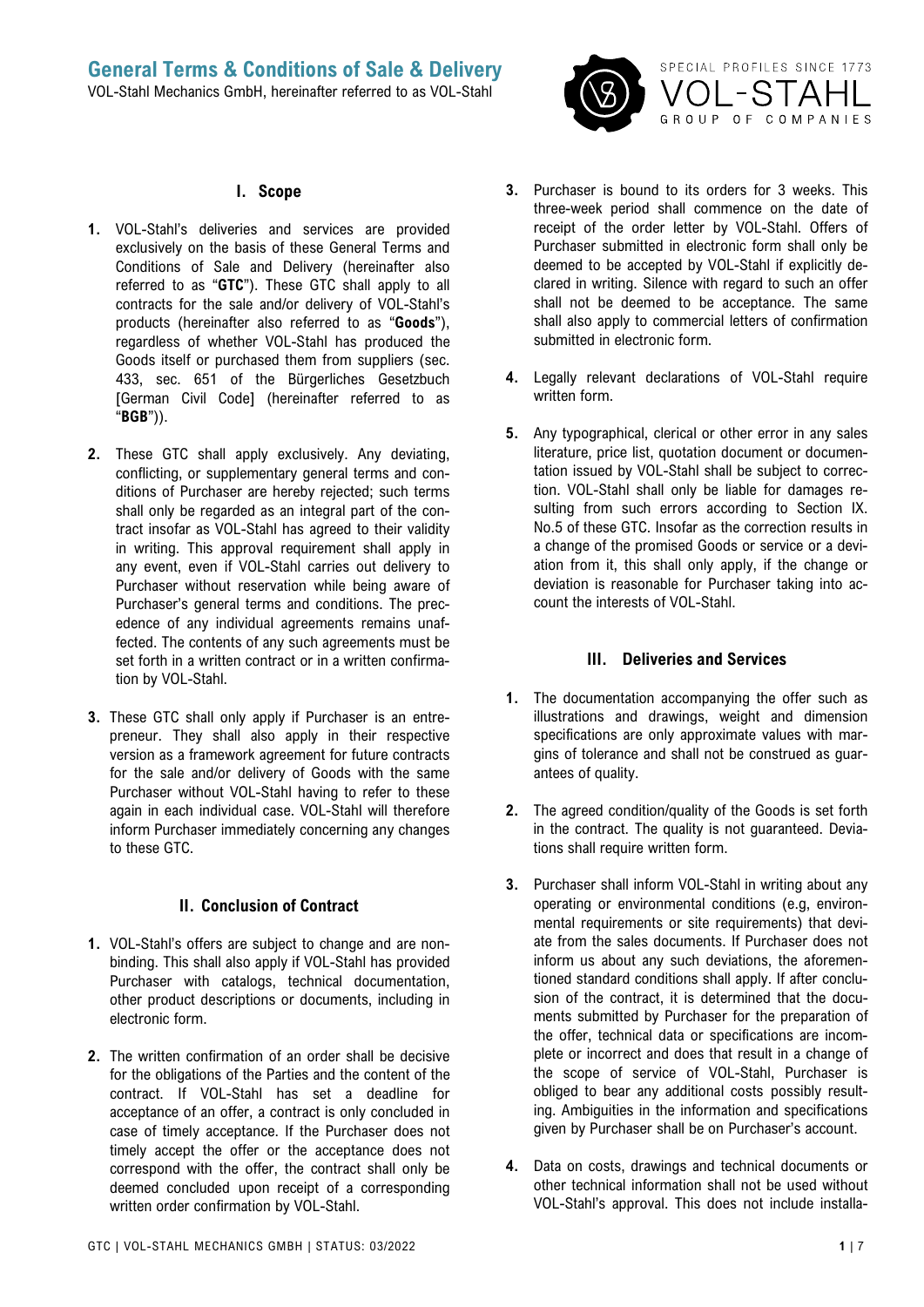# General Terms & Conditions of Sale & Delivery

VOL-Stahl Mechanics GmbH, hereinafter referred to as VOL-Stahl

## I. Scope

1. VOL-Stahl's deliveries and services are provided exclusively on the basis of these General Terms and Conditions of Sale and Delivery (hereinafter also referred to as "**GTC**"). These GTC shall apply to all contracts for the sale and/or delivery of VOL-Stahl's products (hereinafter also referred to as "**Goods**"), regardless of whether VOL-Stahl has produced the Goods itself or purchased them from suppliers (sec. 433, sec. 651 of the Bürgerliches Gesetzbuch [German Civil Code] (hereinafter referred to as "**BGB**")).

2. These GTC shall apply exclusively. Any deviating, conflicting, or supplementary general terms and conditions of Purchaser are hereby rejected; such terms shall only be regarded as an integral part of the contract insofar as VOL-Stahl has agreed to their validity in writing. This approval requirement shall apply in any event, even if VOL-Stahl carries out delivery to Purchaser without reservation while being aware of Purchaser's general terms and conditions. The precedence of any individual agreements remains unaffected. The contents of any such agreements must be set forth in a written contract or in a written confirmation by VOL-Stahl.

3. These GTC shall only apply if Purchaser is an entrepreneur. They shall also apply in their respective version as a framework agreement for future contracts for the sale and/or delivery of Goods with the same Purchaser without VOL-Stahl having to refer to these again in each individual case. VOL-Stahl will therefore inform Purchaser immediately concerning any changes to these GTC.

## II. Conclusion of Contract

1. VOL-Stahl's offers are subject to change and are non-binding. This shall also apply if VOL-Stahl has provided Purchaser with catalogs, technical documentation, other product descriptions or documents, including in electronic form.

2. The written confirmation of an order shall be decisive for the obligations of the Parties and the content of the contract. If VOL-Stahl has set a deadline for acceptance of an offer, a contract is only concluded in case of timely acceptance. If the Purchaser does not timely accept the offer or the acceptance does not correspond with the offer, the contract shall only be deemed concluded upon receipt of a corresponding written order confirmation by VOL-Stahl.

3. Purchaser is bound to its orders for 3 weeks. This three-week period shall commence on the date of receipt of the order letter by VOL-Stahl. Offers of Purchaser submitted in electronic form shall only be deemed to be accepted by VOL-Stahl if explicitly declared in writing. Silence with regard to such an offer shall not be deemed to be acceptance. The same shall also apply to commercial letters of confirmation submitted in electronic form.

4. Legally relevant declarations of VOL-Stahl require written form.

5. Any typographical, clerical or other error in any sales literature, price list, quotation document or documentation issued by VOL-Stahl shall be subject to correction. VOL-Stahl shall only be liable for damages resulting from such errors according to Section IX. No.5 of these GTC. Insofar as the correction results in a change of the promised Goods or service or a deviation from it, this shall only apply, if the change or deviation is reasonable for Purchaser taking into account the interests of VOL-Stahl.

## III. Deliveries and Services

1. The documentation accompanying the offer such as illustrations and drawings, weight and dimension specifications are only approximate values with margins of tolerance and shall not be construed as guarantees of quality.

2. The agreed condition/quality of the Goods is set forth in the contract. The quality is not guaranteed. Deviations shall require written form.

3. Purchaser shall inform VOL-Stahl in writing about any operating or environmental conditions (e.g, environmental requirements or site requirements) that deviate from the sales documents. If Purchaser does not inform us about any such deviations, the aforementioned standard conditions shall apply. If after conclusion of the contract, it is determined that the documents submitted by Purchaser for the preparation of the offer, technical data or specifications are incomplete or incorrect and does that result in a change of the scope of service of VOL-Stahl, Purchaser is obliged to bear any additional costs possibly resulting. Ambiguities in the information and specifications given by Purchaser shall be on Purchaser's account.

4. Data on costs, drawings and technical documents or other technical information shall not be used without VOL-Stahl's approval. This does not include installa-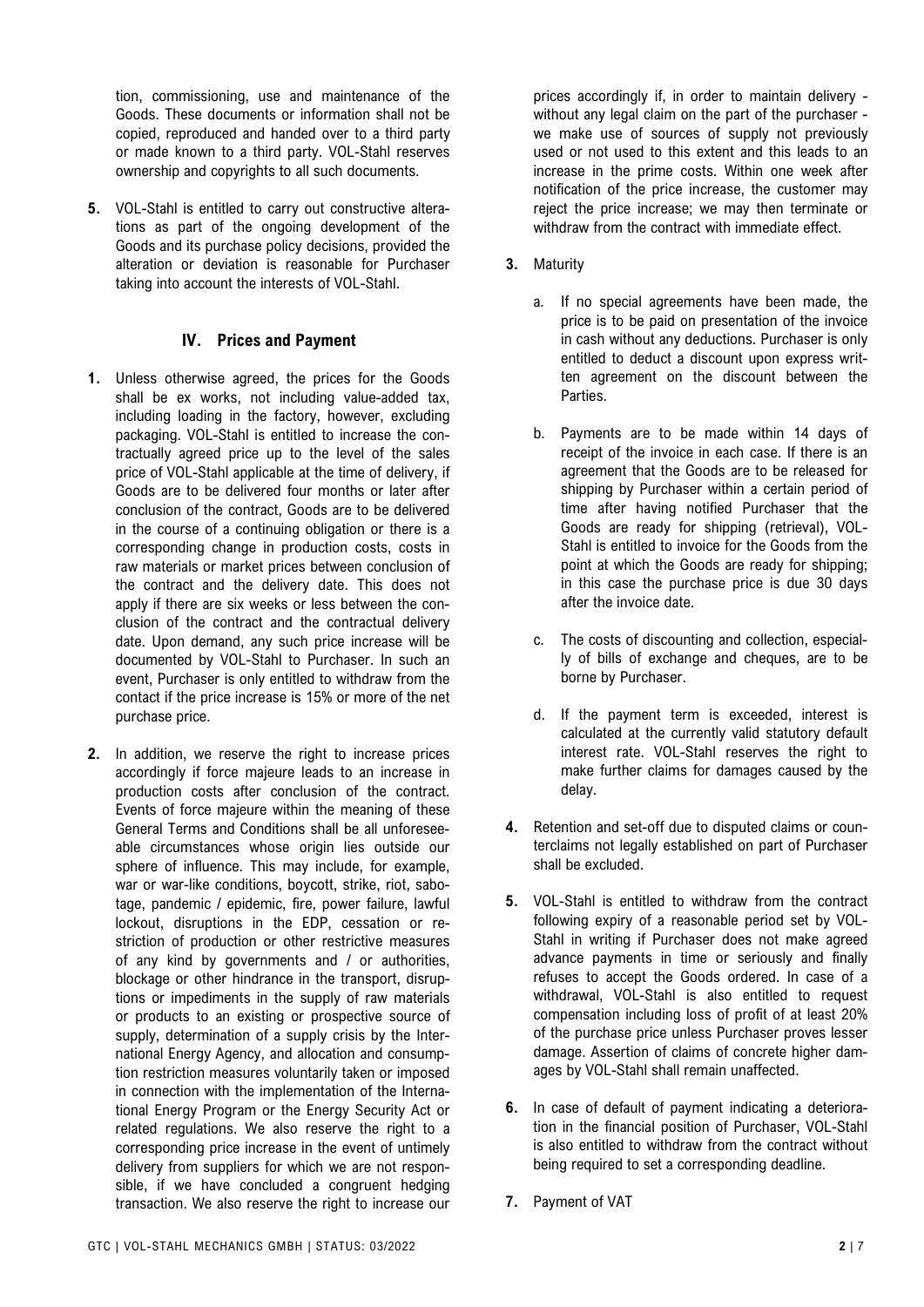tion, commissioning, use and maintenance of the Goods. These documents or information shall not be copied, reproduced and handed over to a third party or made known to a third party. VOL-Stahl reserves ownership and copyrights to all such documents.

5. VOL-Stahl is entitled to carry out constructive alterations as part of the ongoing development of the Goods and its purchase policy decisions, provided the alteration or deviation is reasonable for Purchaser taking into account the interests of VOL-Stahl.

## IV. Prices and Payment

1. Unless otherwise agreed, the prices for the Goods shall be ex works, not including value-added tax, including loading in the factory, however, excluding packaging. VOL-Stahl is entitled to increase the contractually agreed price up to the level of the sales price of VOL-Stahl applicable at the time of delivery, if Goods are to be delivered four months or later after conclusion of the contract, Goods are to be delivered in the course of a continuing obligation or there is a corresponding change in production costs, costs in raw materials or market prices between conclusion of the contract and the delivery date. This does not apply if there are six weeks or less between the conclusion of the contract and the contractual delivery date. Upon demand, any such price increase will be documented by VOL-Stahl to Purchaser. In such an event, Purchaser is only entitled to withdraw from the contact if the price increase is 15% or more of the net purchase price.

2. In addition, we reserve the right to increase prices accordingly if force majeure leads to an increase in production costs after conclusion of the contract. Events of force majeure within the meaning of these General Terms and Conditions shall be all unforeseeable circumstances whose origin lies outside our sphere of influence. This may include, for example, war or war-like conditions, boycott, strike, riot, sabotage, pandemic / epidemic, fire, power failure, lawful lockout, disruptions in the EDP, cessation or restriction of production or other restrictive measures of any kind by governments and / or authorities, blockage or other hindrance in the transport, disruptions or impediments in the supply of raw materials or products to an existing or prospective source of supply, determination of a supply crisis by the International Energy Agency, and allocation and consumption restriction measures voluntarily taken or imposed in connection with the implementation of the International Energy Program or the Energy Security Act or related regulations. We also reserve the right to a corresponding price increase in the event of untimely delivery from suppliers for which we are not responsible, if we have concluded a congruent hedging transaction. We also reserve the right to increase our prices accordingly if, in order to maintain delivery - without any legal claim on the part of the purchaser - we make use of sources of supply not previously used or not used to this extent and this leads to an increase in the prime costs. Within one week after notification of the price increase, the customer may reject the price increase; we may then terminate or withdraw from the contract with immediate effect.

3. Maturity

   a. If no special agreements have been made, the price is to be paid on presentation of the invoice in cash without any deductions. Purchaser is only entitled to deduct a discount upon express written agreement on the discount between the Parties.

   b. Payments are to be made within 14 days of receipt of the invoice in each case. If there is an agreement that the Goods are to be released for shipping by Purchaser within a certain period of time after having notified Purchaser that the Goods are ready for shipping (retrieval), VOL-Stahl is entitled to invoice for the Goods from the point at which the Goods are ready for shipping; in this case the purchase price is due 30 days after the invoice date.

   c. The costs of discounting and collection, especially of bills of exchange and cheques, are to be borne by Purchaser.

   d. If the payment term is exceeded, interest is calculated at the currently valid statutory default interest rate. VOL-Stahl reserves the right to make further claims for damages caused by the delay.

4. Retention and set-off due to disputed claims or counterclaims not legally established on part of Purchaser shall be excluded.

5. VOL-Stahl is entitled to withdraw from the contract following expiry of a reasonable period set by VOL-Stahl in writing if Purchaser does not make agreed advance payments in time or seriously and finally refuses to accept the Goods ordered. In case of a withdrawal, VOL-Stahl is also entitled to request compensation including loss of profit of at least 20% of the purchase price unless Purchaser proves lesser damage. Assertion of claims of concrete higher damages by VOL-Stahl shall remain unaffected.

6. In case of default of payment indicating a deterioration in the financial position of Purchaser, VOL-Stahl is also entitled to withdraw from the contract without being required to set a corresponding deadline.

7. Payment of VAT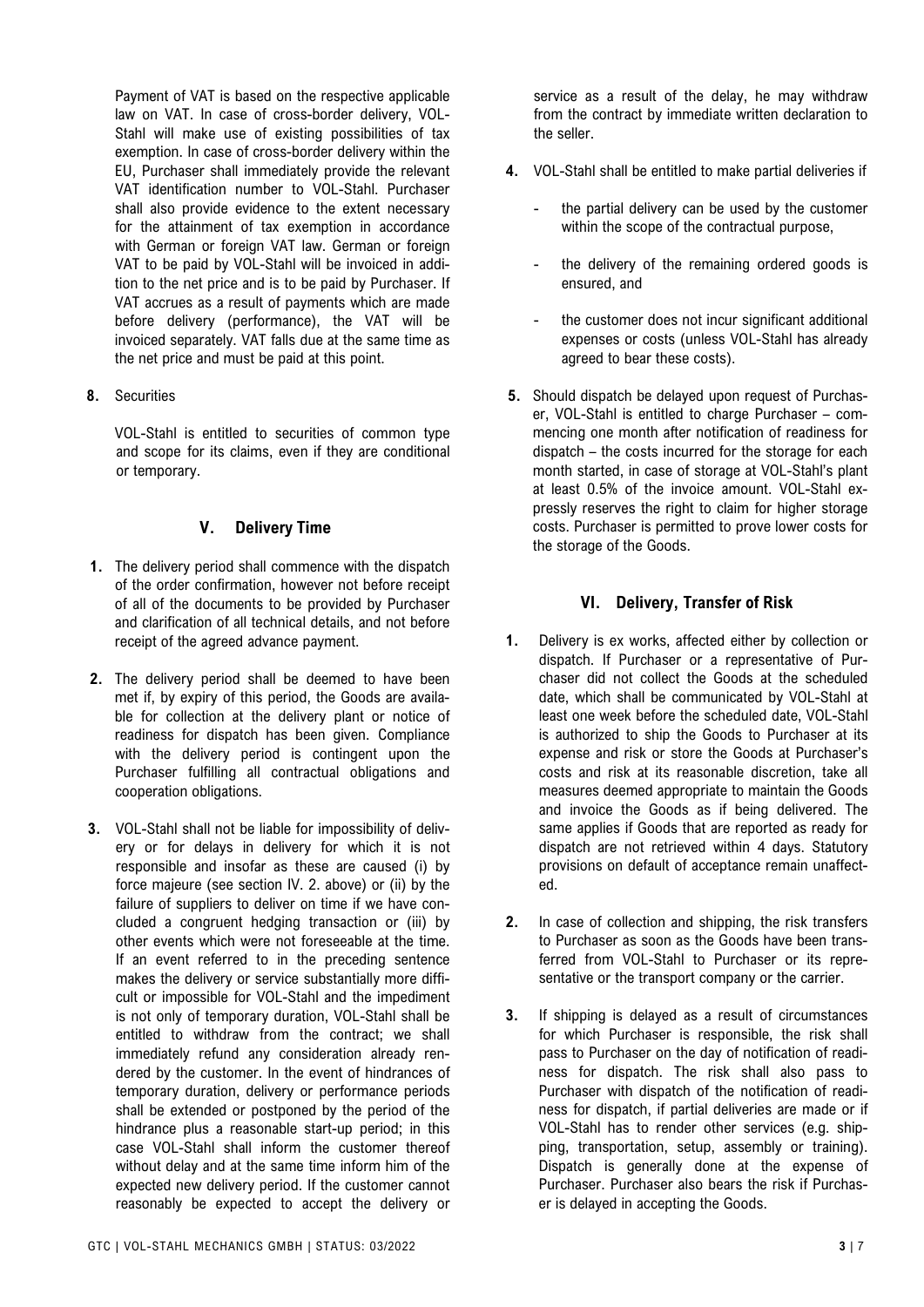Payment of VAT is based on the respective applicable law on VAT. In case of cross-border delivery, VOL-Stahl will make use of existing possibilities of tax exemption. In case of cross-border delivery within the EU, Purchaser shall immediately provide the relevant VAT identification number to VOL-Stahl. Purchaser shall also provide evidence to the extent necessary for the attainment of tax exemption in accordance with German or foreign VAT law. German or foreign VAT to be paid by VOL-Stahl will be invoiced in addition to the net price and is to be paid by Purchaser. If VAT accrues as a result of payments which are made before delivery (performance), the VAT will be invoiced separately. VAT falls due at the same time as the net price and must be paid at this point.

**8.** Securities

VOL-Stahl is entitled to securities of common type and scope for its claims, even if they are conditional or temporary.

## V. Delivery Time

**1.** The delivery period shall commence with the dispatch of the order confirmation, however not before receipt of all of the documents to be provided by Purchaser and clarification of all technical details, and not before receipt of the agreed advance payment.

**2.** The delivery period shall be deemed to have been met if, by expiry of this period, the Goods are available for collection at the delivery plant or notice of readiness for dispatch has been given. Compliance with the delivery period is contingent upon the Purchaser fulfilling all contractual obligations and cooperation obligations.

**3.** VOL-Stahl shall not be liable for impossibility of delivery or for delays in delivery for which it is not responsible and insofar as these are caused (i) by force majeure (see section IV. 2. above) or (ii) by the failure of suppliers to deliver on time if we have concluded a congruent hedging transaction or (iii) by other events which were not foreseeable at the time. If an event referred to in the preceding sentence makes the delivery or service substantially more difficult or impossible for VOL-Stahl and the impediment is not only of temporary duration, VOL-Stahl shall be entitled to withdraw from the contract; we shall immediately refund any consideration already rendered by the customer. In the event of hindrances of temporary duration, delivery or performance periods shall be extended or postponed by the period of the hindrance plus a reasonable start-up period; in this case VOL-Stahl shall inform the customer thereof without delay and at the same time inform him of the expected new delivery period. If the customer cannot reasonably be expected to accept the delivery or service as a result of the delay, he may withdraw from the contract by immediate written declaration to the seller.

**4.** VOL-Stahl shall be entitled to make partial deliveries if

- the partial delivery can be used by the customer within the scope of the contractual purpose,
- the delivery of the remaining ordered goods is ensured, and
- the customer does not incur significant additional expenses or costs (unless VOL-Stahl has already agreed to bear these costs).

**5.** Should dispatch be delayed upon request of Purchaser, VOL-Stahl is entitled to charge Purchaser – commencing one month after notification of readiness for dispatch – the costs incurred for the storage for each month started, in case of storage at VOL-Stahl's plant at least 0.5% of the invoice amount. VOL-Stahl expressly reserves the right to claim for higher storage costs. Purchaser is permitted to prove lower costs for the storage of the Goods.

## VI. Delivery, Transfer of Risk

**1.** Delivery is ex works, affected either by collection or dispatch. If Purchaser or a representative of Purchaser did not collect the Goods at the scheduled date, which shall be communicated by VOL-Stahl at least one week before the scheduled date, VOL-Stahl is authorized to ship the Goods to Purchaser at its expense and risk or store the Goods at Purchaser's costs and risk at its reasonable discretion, take all measures deemed appropriate to maintain the Goods and invoice the Goods as if being delivered. The same applies if Goods that are reported as ready for dispatch are not retrieved within 4 days. Statutory provisions on default of acceptance remain unaffected.

**2.** In case of collection and shipping, the risk transfers to Purchaser as soon as the Goods have been transferred from VOL-Stahl to Purchaser or its representative or the transport company or the carrier.

**3.** If shipping is delayed as a result of circumstances for which Purchaser is responsible, the risk shall pass to Purchaser on the day of notification of readiness for dispatch. The risk shall also pass to Purchaser with dispatch of the notification of readiness for dispatch, if partial deliveries are made or if VOL-Stahl has to render other services (e.g. shipping, transportation, setup, assembly or training). Dispatch is generally done at the expense of Purchaser. Purchaser also bears the risk if Purchaser is delayed in accepting the Goods.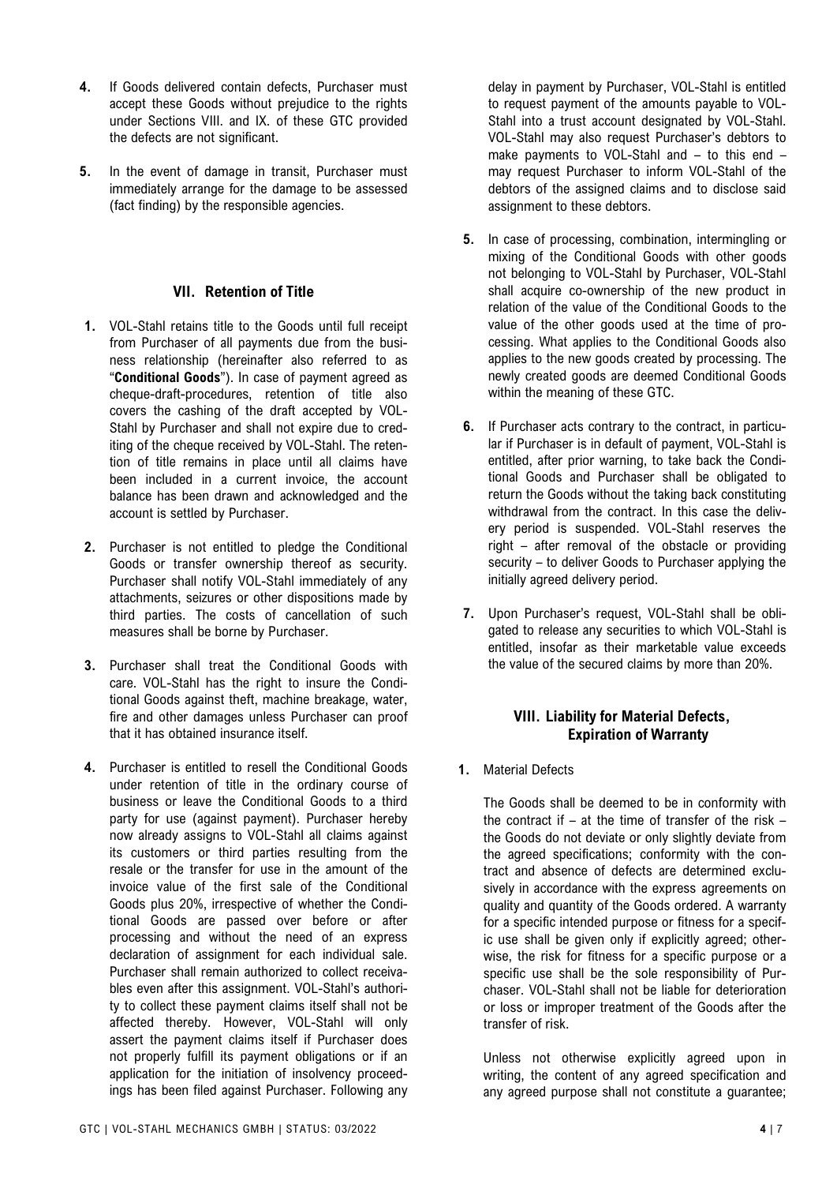4. If Goods delivered contain defects, Purchaser must accept these Goods without prejudice to the rights under Sections VIII. and IX. of these GTC provided the defects are not significant.

5. In the event of damage in transit, Purchaser must immediately arrange for the damage to be assessed (fact finding) by the responsible agencies.

## VII. Retention of Title

1. VOL-Stahl retains title to the Goods until full receipt from Purchaser of all payments due from the business relationship (hereinafter also referred to as "**Conditional Goods**"). In case of payment agreed as cheque-draft-procedures, retention of title also covers the cashing of the draft accepted by VOL-Stahl by Purchaser and shall not expire due to crediting of the cheque received by VOL-Stahl. The retention of title remains in place until all claims have been included in a current invoice, the account balance has been drawn and acknowledged and the account is settled by Purchaser.

2. Purchaser is not entitled to pledge the Conditional Goods or transfer ownership thereof as security. Purchaser shall notify VOL-Stahl immediately of any attachments, seizures or other dispositions made by third parties. The costs of cancellation of such measures shall be borne by Purchaser.

3. Purchaser shall treat the Conditional Goods with care. VOL-Stahl has the right to insure the Conditional Goods against theft, machine breakage, water, fire and other damages unless Purchaser can proof that it has obtained insurance itself.

4. Purchaser is entitled to resell the Conditional Goods under retention of title in the ordinary course of business or leave the Conditional Goods to a third party for use (against payment). Purchaser hereby now already assigns to VOL-Stahl all claims against its customers or third parties resulting from the resale or the transfer for use in the amount of the invoice value of the first sale of the Conditional Goods plus 20%, irrespective of whether the Conditional Goods are passed over before or after processing and without the need of an express declaration of assignment for each individual sale. Purchaser shall remain authorized to collect receivables even after this assignment. VOL-Stahl's authority to collect these payment claims itself shall not be affected thereby. However, VOL-Stahl will only assert the payment claims itself if Purchaser does not properly fulfill its payment obligations or if an application for the initiation of insolvency proceedings has been filed against Purchaser. Following any delay in payment by Purchaser, VOL-Stahl is entitled to request payment of the amounts payable to VOL-Stahl into a trust account designated by VOL-Stahl. VOL-Stahl may also request Purchaser's debtors to make payments to VOL-Stahl and – to this end – may request Purchaser to inform VOL-Stahl of the debtors of the assigned claims and to disclose said assignment to these debtors.

5. In case of processing, combination, intermingling or mixing of the Conditional Goods with other goods not belonging to VOL-Stahl by Purchaser, VOL-Stahl shall acquire co-ownership of the new product in relation of the value of the Conditional Goods to the value of the other goods used at the time of processing. What applies to the Conditional Goods also applies to the new goods created by processing. The newly created goods are deemed Conditional Goods within the meaning of these GTC.

6. If Purchaser acts contrary to the contract, in particular if Purchaser is in default of payment, VOL-Stahl is entitled, after prior warning, to take back the Conditional Goods and Purchaser shall be obligated to return the Goods without the taking back constituting withdrawal from the contract. In this case the delivery period is suspended. VOL-Stahl reserves the right – after removal of the obstacle or providing security – to deliver Goods to Purchaser applying the initially agreed delivery period.

7. Upon Purchaser's request, VOL-Stahl shall be obligated to release any securities to which VOL-Stahl is entitled, insofar as their marketable value exceeds the value of the secured claims by more than 20%.

## VIII. Liability for Material Defects, Expiration of Warranty

1. Material Defects

   The Goods shall be deemed to be in conformity with the contract if – at the time of transfer of the risk – the Goods do not deviate or only slightly deviate from the agreed specifications; conformity with the contract and absence of defects are determined exclusively in accordance with the express agreements on quality and quantity of the Goods ordered. A warranty for a specific intended purpose or fitness for a specific use shall be given only if explicitly agreed; otherwise, the risk for fitness for a specific purpose or a specific use shall be the sole responsibility of Purchaser. VOL-Stahl shall not be liable for deterioration or loss or improper treatment of the Goods after the transfer of risk.

   Unless not otherwise explicitly agreed upon in writing, the content of any agreed specification and any agreed purpose shall not constitute a guarantee;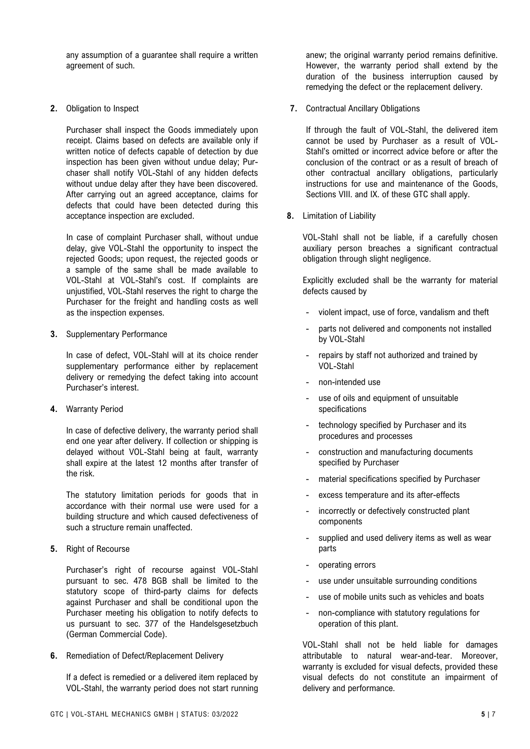any assumption of a guarantee shall require a written agreement of such.

**2.** Obligation to Inspect

Purchaser shall inspect the Goods immediately upon receipt. Claims based on defects are available only if written notice of defects capable of detection by due inspection has been given without undue delay; Purchaser shall notify VOL-Stahl of any hidden defects without undue delay after they have been discovered. After carrying out an agreed acceptance, claims for defects that could have been detected during this acceptance inspection are excluded.

In case of complaint Purchaser shall, without undue delay, give VOL-Stahl the opportunity to inspect the rejected Goods; upon request, the rejected goods or a sample of the same shall be made available to VOL-Stahl at VOL-Stahl's cost. If complaints are unjustified, VOL-Stahl reserves the right to charge the Purchaser for the freight and handling costs as well as the inspection expenses.

**3.** Supplementary Performance

In case of defect, VOL-Stahl will at its choice render supplementary performance either by replacement delivery or remedying the defect taking into account Purchaser's interest.

**4.** Warranty Period

In case of defective delivery, the warranty period shall end one year after delivery. If collection or shipping is delayed without VOL-Stahl being at fault, warranty shall expire at the latest 12 months after transfer of the risk.

The statutory limitation periods for goods that in accordance with their normal use were used for a building structure and which caused defectiveness of such a structure remain unaffected.

**5.** Right of Recourse

Purchaser's right of recourse against VOL-Stahl pursuant to sec. 478 BGB shall be limited to the statutory scope of third-party claims for defects against Purchaser and shall be conditional upon the Purchaser meeting his obligation to notify defects to us pursuant to sec. 377 of the Handelsgesetzbuch (German Commercial Code).

**6.** Remediation of Defect/Replacement Delivery

If a defect is remedied or a delivered item replaced by VOL-Stahl, the warranty period does not start running anew; the original warranty period remains definitive. However, the warranty period shall extend by the duration of the business interruption caused by remedying the defect or the replacement delivery.

**7.** Contractual Ancillary Obligations

If through the fault of VOL-Stahl, the delivered item cannot be used by Purchaser as a result of VOL-Stahl's omitted or incorrect advice before or after the conclusion of the contract or as a result of breach of other contractual ancillary obligations, particularly instructions for use and maintenance of the Goods, Sections VIII. and IX. of these GTC shall apply.

**8.** Limitation of Liability

VOL-Stahl shall not be liable, if a carefully chosen auxiliary person breaches a significant contractual obligation through slight negligence.

Explicitly excluded shall be the warranty for material defects caused by

- violent impact, use of force, vandalism and theft
- parts not delivered and components not installed by VOL-Stahl
- repairs by staff not authorized and trained by VOL-Stahl
- non-intended use
- use of oils and equipment of unsuitable specifications
- technology specified by Purchaser and its procedures and processes
- construction and manufacturing documents specified by Purchaser
- material specifications specified by Purchaser
- excess temperature and its after-effects
- incorrectly or defectively constructed plant components
- supplied and used delivery items as well as wear parts
- operating errors
- use under unsuitable surrounding conditions
- use of mobile units such as vehicles and boats
- non-compliance with statutory regulations for operation of this plant.

VOL-Stahl shall not be held liable for damages attributable to natural wear-and-tear. Moreover, warranty is excluded for visual defects, provided these visual defects do not constitute an impairment of delivery and performance.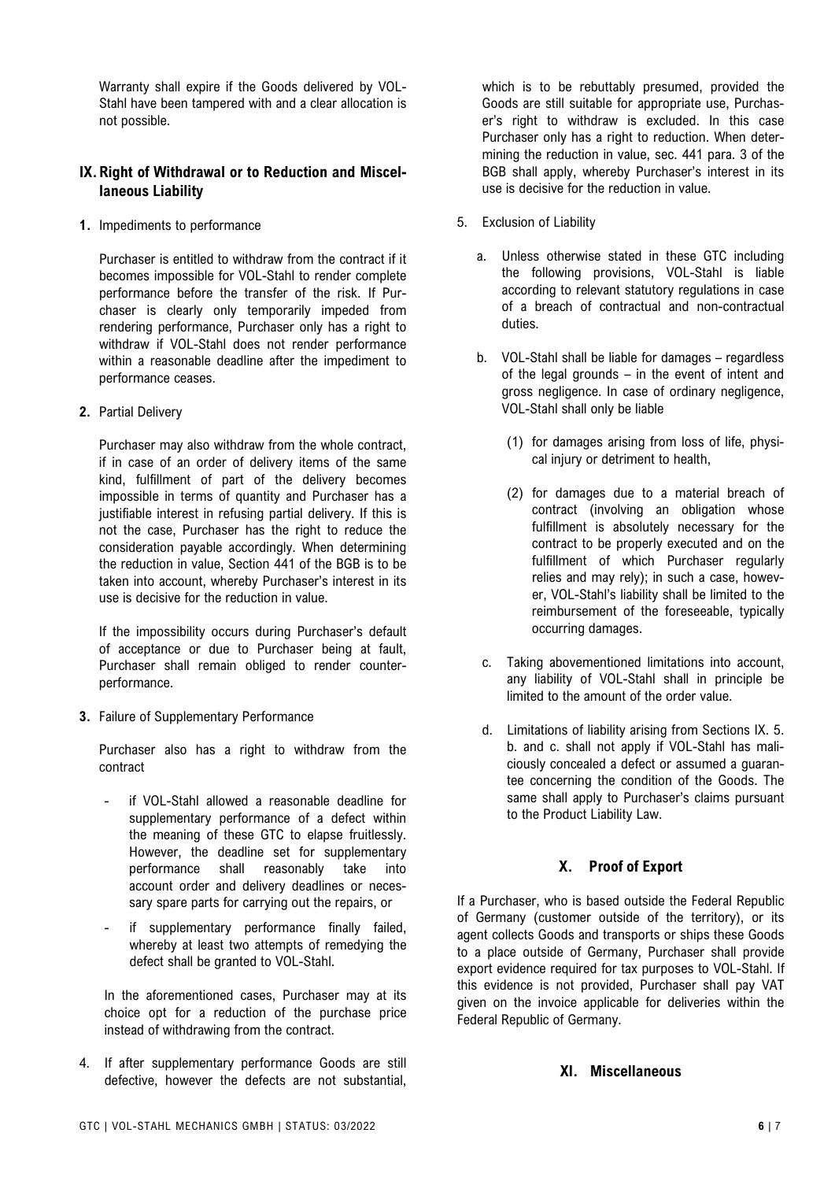Warranty shall expire if the Goods delivered by VOL-Stahl have been tampered with and a clear allocation is not possible.

## IX. Right of Withdrawal or to Reduction and Miscellaneous Liability

**1.** Impediments to performance

Purchaser is entitled to withdraw from the contract if it becomes impossible for VOL-Stahl to render complete performance before the transfer of the risk. If Purchaser is clearly only temporarily impeded from rendering performance, Purchaser only has a right to withdraw if VOL-Stahl does not render performance within a reasonable deadline after the impediment to performance ceases.

**2.** Partial Delivery

Purchaser may also withdraw from the whole contract, if in case of an order of delivery items of the same kind, fulfillment of part of the delivery becomes impossible in terms of quantity and Purchaser has a justifiable interest in refusing partial delivery. If this is not the case, Purchaser has the right to reduce the consideration payable accordingly. When determining the reduction in value, Section 441 of the BGB is to be taken into account, whereby Purchaser's interest in its use is decisive for the reduction in value.

If the impossibility occurs during Purchaser's default of acceptance or due to Purchaser being at fault, Purchaser shall remain obliged to render counter-performance.

**3.** Failure of Supplementary Performance

Purchaser also has a right to withdraw from the contract

- if VOL-Stahl allowed a reasonable deadline for supplementary performance of a defect within the meaning of these GTC to elapse fruitlessly. However, the deadline set for supplementary performance shall reasonably take into account order and delivery deadlines or necessary spare parts for carrying out the repairs, or
- if supplementary performance finally failed, whereby at least two attempts of remedying the defect shall be granted to VOL-Stahl.

In the aforementioned cases, Purchaser may at its choice opt for a reduction of the purchase price instead of withdrawing from the contract.

4. If after supplementary performance Goods are still defective, however the defects are not substantial, which is to be rebuttably presumed, provided the Goods are still suitable for appropriate use, Purchaser's right to withdraw is excluded. In this case Purchaser only has a right to reduction. When determining the reduction in value, sec. 441 para. 3 of the BGB shall apply, whereby Purchaser's interest in its use is decisive for the reduction in value.

5. Exclusion of Liability

   a. Unless otherwise stated in these GTC including the following provisions, VOL-Stahl is liable according to relevant statutory regulations in case of a breach of contractual and non-contractual duties.

   b. VOL-Stahl shall be liable for damages – regardless of the legal grounds – in the event of intent and gross negligence. In case of ordinary negligence, VOL-Stahl shall only be liable

      (1) for damages arising from loss of life, physical injury or detriment to health,

      (2) for damages due to a material breach of contract (involving an obligation whose fulfillment is absolutely necessary for the contract to be properly executed and on the fulfillment of which Purchaser regularly relies and may rely); in such a case, however, VOL-Stahl's liability shall be limited to the reimbursement of the foreseeable, typically occurring damages.

   c. Taking abovementioned limitations into account, any liability of VOL-Stahl shall in principle be limited to the amount of the order value.

   d. Limitations of liability arising from Sections IX. 5. b. and c. shall not apply if VOL-Stahl has maliciously concealed a defect or assumed a guarantee concerning the condition of the Goods. The same shall apply to Purchaser's claims pursuant to the Product Liability Law.

## X. Proof of Export

If a Purchaser, who is based outside the Federal Republic of Germany (customer outside of the territory), or its agent collects Goods and transports or ships these Goods to a place outside of Germany, Purchaser shall provide export evidence required for tax purposes to VOL-Stahl. If this evidence is not provided, Purchaser shall pay VAT given on the invoice applicable for deliveries within the Federal Republic of Germany.

## XI. Miscellaneous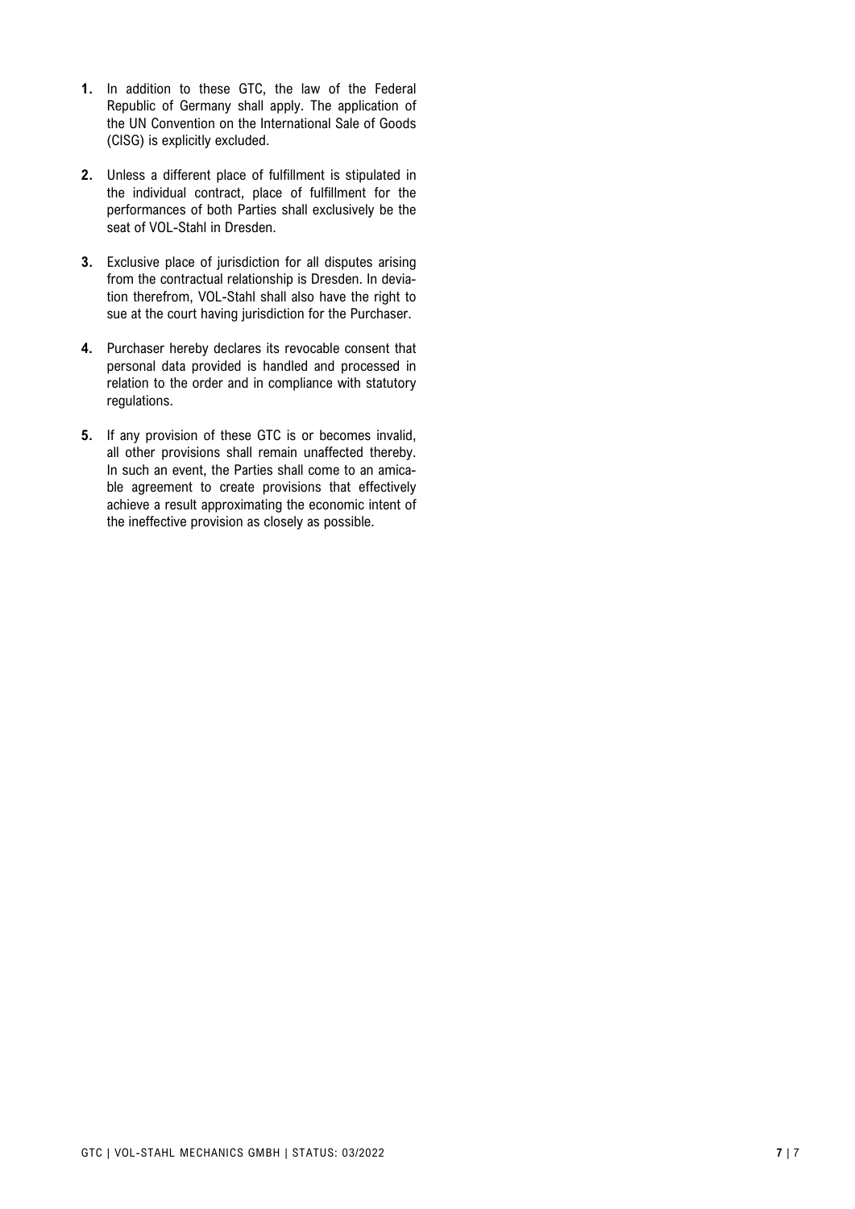1. In addition to these GTC, the law of the Federal Republic of Germany shall apply. The application of the UN Convention on the International Sale of Goods (CISG) is explicitly excluded.

2. Unless a different place of fulfillment is stipulated in the individual contract, place of fulfillment for the performances of both Parties shall exclusively be the seat of VOL-Stahl in Dresden.

3. Exclusive place of jurisdiction for all disputes arising from the contractual relationship is Dresden. In deviation therefrom, VOL-Stahl shall also have the right to sue at the court having jurisdiction for the Purchaser.

4. Purchaser hereby declares its revocable consent that personal data provided is handled and processed in relation to the order and in compliance with statutory regulations.

5. If any provision of these GTC is or becomes invalid, all other provisions shall remain unaffected thereby. In such an event, the Parties shall come to an amicable agreement to create provisions that effectively achieve a result approximating the economic intent of the ineffective provision as closely as possible.